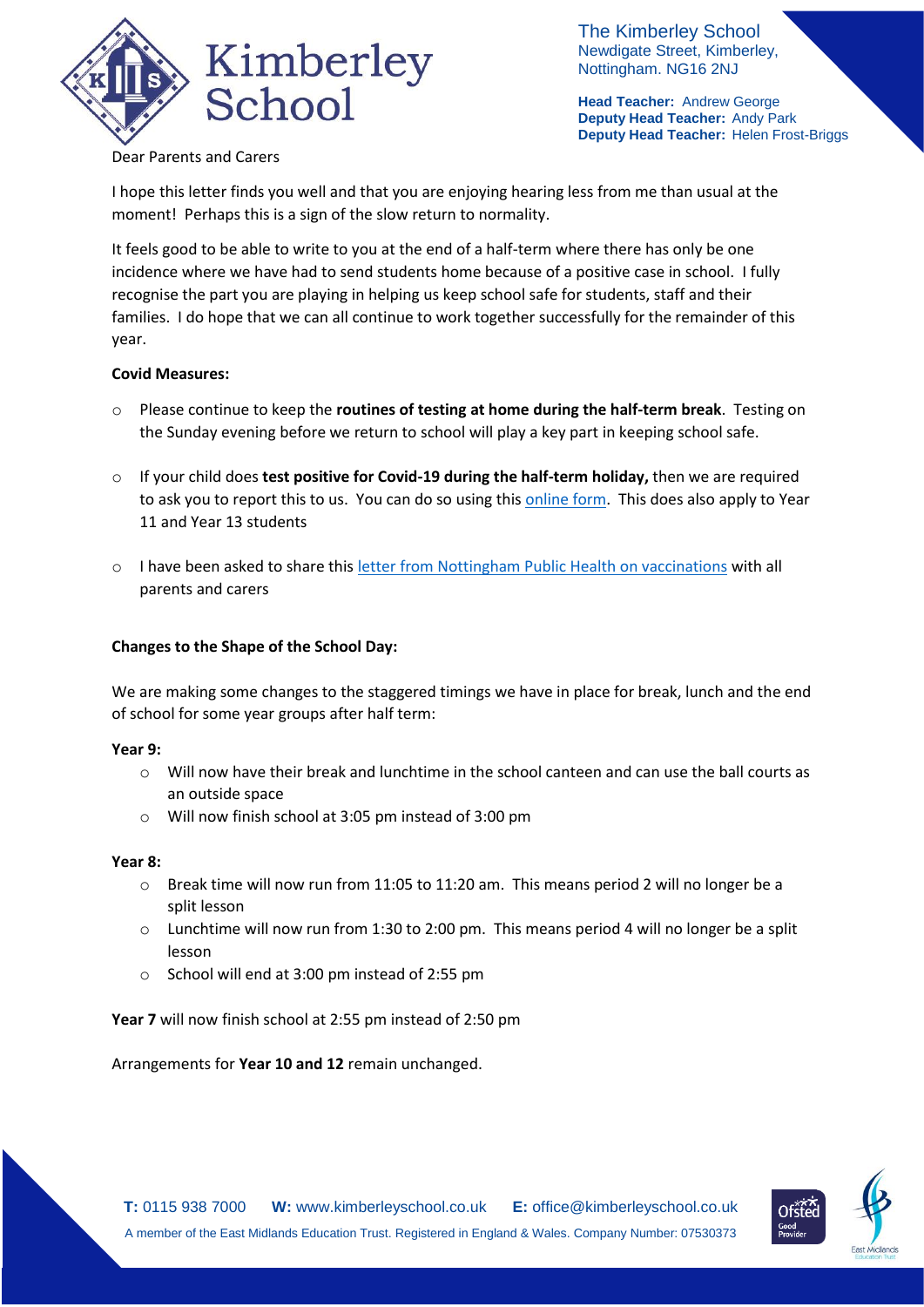The Kimberley School
Newdigate Street, Kimberley,
Nottingham. NG16 2NJ

**Head Teacher:** Andrew George
**Deputy Head Teacher:** Andy Park
**Deputy Head Teacher:** Helen Frost-Briggs

Dear Parents and Carers

I hope this letter finds you well and that you are enjoying hearing less from me than usual at the moment! Perhaps this is a sign of the slow return to normality.

It feels good to be able to write to you at the end of a half-term where there has only be one incidence where we have had to send students home because of a positive case in school. I fully recognise the part you are playing in helping us keep school safe for students, staff and their families. I do hope that we can all continue to work together successfully for the remainder of this year.

**Covid Measures:**

- Please continue to keep the **routines of testing at home during the half-term break**. Testing on the Sunday evening before we return to school will play a key part in keeping school safe.
- If your child does **test positive for Covid-19 during the half-term holiday,** then we are required to ask you to report this to us. You can do so using this online form. This does also apply to Year 11 and Year 13 students
- I have been asked to share this letter from Nottingham Public Health on vaccinations with all parents and carers

**Changes to the Shape of the School Day:**

We are making some changes to the staggered timings we have in place for break, lunch and the end of school for some year groups after half term:

**Year 9:**

- Will now have their break and lunchtime in the school canteen and can use the ball courts as an outside space
- Will now finish school at 3:05 pm instead of 3:00 pm

**Year 8:**

- Break time will now run from 11:05 to 11:20 am. This means period 2 will no longer be a split lesson
- Lunchtime will now run from 1:30 to 2:00 pm. This means period 4 will no longer be a split lesson
- School will end at 3:00 pm instead of 2:55 pm

**Year 7** will now finish school at 2:55 pm instead of 2:50 pm

Arrangements for **Year 10 and 12** remain unchanged.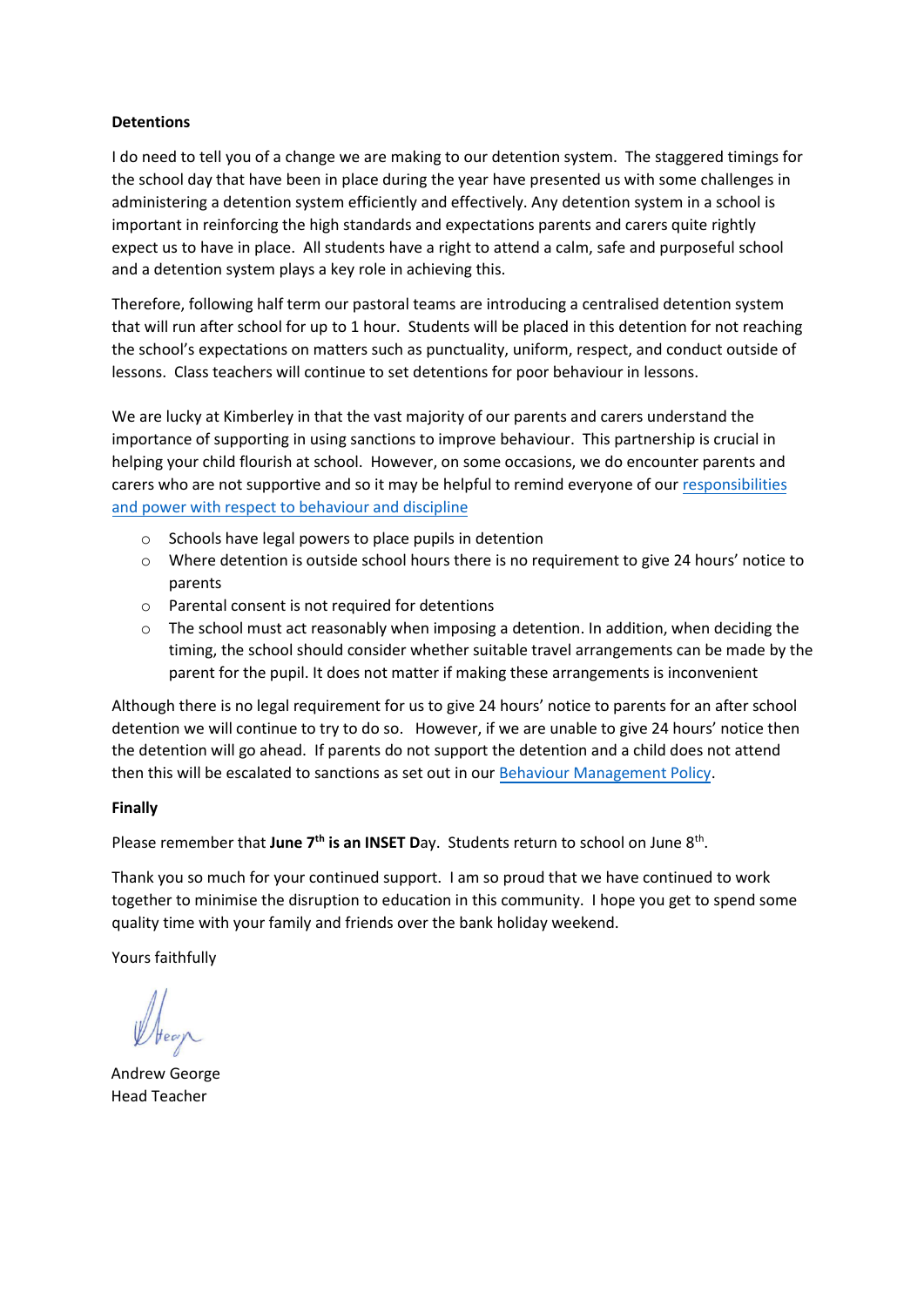**Detentions**

I do need to tell you of a change we are making to our detention system. The staggered timings for the school day that have been in place during the year have presented us with some challenges in administering a detention system efficiently and effectively. Any detention system in a school is important in reinforcing the high standards and expectations parents and carers quite rightly expect us to have in place. All students have a right to attend a calm, safe and purposeful school and a detention system plays a key role in achieving this.

Therefore, following half term our pastoral teams are introducing a centralised detention system that will run after school for up to 1 hour. Students will be placed in this detention for not reaching the school's expectations on matters such as punctuality, uniform, respect, and conduct outside of lessons. Class teachers will continue to set detentions for poor behaviour in lessons.

We are lucky at Kimberley in that the vast majority of our parents and carers understand the importance of supporting in using sanctions to improve behaviour. This partnership is crucial in helping your child flourish at school. However, on some occasions, we do encounter parents and carers who are not supportive and so it may be helpful to remind everyone of our responsibilities and power with respect to behaviour and discipline

- Schools have legal powers to place pupils in detention
- Where detention is outside school hours there is no requirement to give 24 hours' notice to parents
- Parental consent is not required for detentions
- The school must act reasonably when imposing a detention. In addition, when deciding the timing, the school should consider whether suitable travel arrangements can be made by the parent for the pupil. It does not matter if making these arrangements is inconvenient

Although there is no legal requirement for us to give 24 hours' notice to parents for an after school detention we will continue to try to do so. However, if we are unable to give 24 hours' notice then the detention will go ahead. If parents do not support the detention and a child does not attend then this will be escalated to sanctions as set out in our Behaviour Management Policy.

**Finally**

Please remember that **June 7th is an INSET D**ay. Students return to school on June 8th.

Thank you so much for your continued support. I am so proud that we have continued to work together to minimise the disruption to education in this community. I hope you get to spend some quality time with your family and friends over the bank holiday weekend.

Yours faithfully

Andrew George
Head Teacher